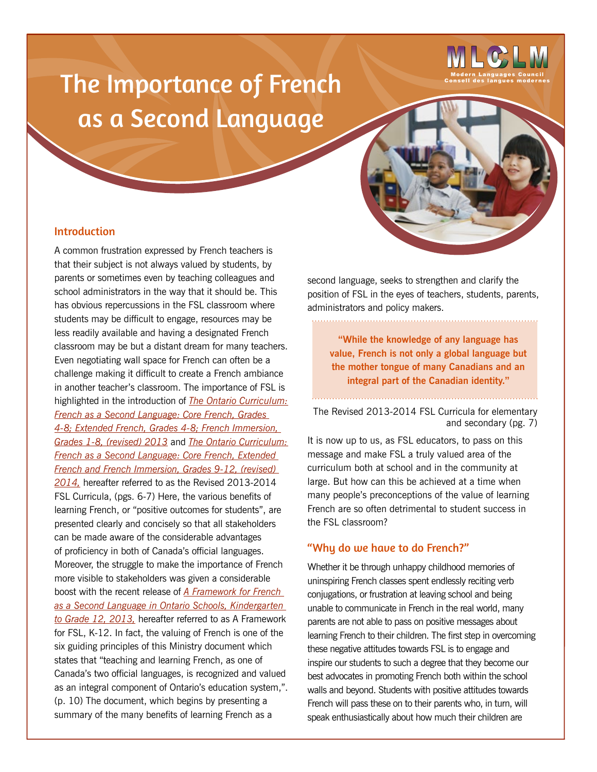# The Importance of French as a Second Language

Modern Languages Council
Conseil des langues modernes

## Introduction

A common frustration expressed by French teachers is that their subject is not always valued by students, by parents or sometimes even by teaching colleagues and school administrators in the way that it should be. This has obvious repercussions in the FSL classroom where students may be difficult to engage, resources may be less readily available and having a designated French classroom may be but a distant dream for many teachers. Even negotiating wall space for French can often be a challenge making it difficult to create a French ambiance in another teacher's classroom. The importance of FSL is highlighted in the introduction of *The Ontario Curriculum: French as a Second Language: Core French, Grades 4-8; Extended French, Grades 4-8; French Immersion, Grades 1-8, (revised) 2013* and *The Ontario Curriculum: French as a Second Language: Core French, Extended French and French Immersion, Grades 9-12, (revised) 2014,* hereafter referred to as the Revised 2013-2014 FSL Curricula, (pgs. 6-7) Here, the various benefits of learning French, or "positive outcomes for students", are presented clearly and concisely so that all stakeholders can be made aware of the considerable advantages of proficiency in both of Canada's official languages. Moreover, the struggle to make the importance of French more visible to stakeholders was given a considerable boost with the recent release of *A Framework for French as a Second Language in Ontario Schools, Kindergarten to Grade 12, 2013,* hereafter referred to as A Framework for FSL, K-12. In fact, the valuing of French is one of the six guiding principles of this Ministry document which states that "teaching and learning French, as one of Canada's two official languages, is recognized and valued as an integral component of Ontario's education system,". (p. 10) The document, which begins by presenting a summary of the many benefits of learning French as a second language, seeks to strengthen and clarify the position of FSL in the eyes of teachers, students, parents, administrators and policy makers.

> **"While the knowledge of any language has value, French is not only a global language but the mother tongue of many Canadians and an integral part of the Canadian identity."**

The Revised 2013-2014 FSL Curricula for elementary and secondary (pg. 7)

It is now up to us, as FSL educators, to pass on this message and make FSL a truly valued area of the curriculum both at school and in the community at large. But how can this be achieved at a time when many people's preconceptions of the value of learning French are so often detrimental to student success in the FSL classroom?

## "Why do we have to do French?"

Whether it be through unhappy childhood memories of uninspiring French classes spent endlessly reciting verb conjugations, or frustration at leaving school and being unable to communicate in French in the real world, many parents are not able to pass on positive messages about learning French to their children. The first step in overcoming these negative attitudes towards FSL is to engage and inspire our students to such a degree that they become our best advocates in promoting French both within the school walls and beyond. Students with positive attitudes towards French will pass these on to their parents who, in turn, will speak enthusiastically about how much their children are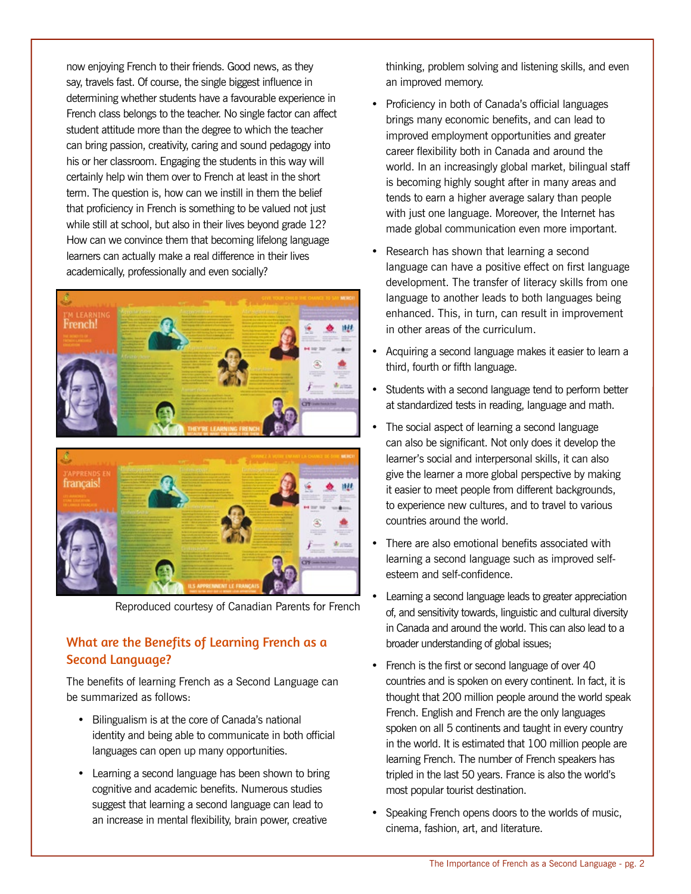now enjoying French to their friends. Good news, as they say, travels fast. Of course, the single biggest influence in determining whether students have a favourable experience in French class belongs to the teacher. No single factor can affect student attitude more than the degree to which the teacher can bring passion, creativity, caring and sound pedagogy into his or her classroom. Engaging the students in this way will certainly help win them over to French at least in the short term. The question is, how can we instill in them the belief that proficiency in French is something to be valued not just while still at school, but also in their lives beyond grade 12? How can we convince them that becoming lifelong language learners can actually make a real difference in their lives academically, professionally and even socially?

Reproduced courtesy of Canadian Parents for French

## What are the Benefits of Learning French as a Second Language?

The benefits of learning French as a Second Language can be summarized as follows:

- Bilingualism is at the core of Canada's national identity and being able to communicate in both official languages can open up many opportunities.
- Learning a second language has been shown to bring cognitive and academic benefits. Numerous studies suggest that learning a second language can lead to an increase in mental flexibility, brain power, creative thinking, problem solving and listening skills, and even an improved memory.
- Proficiency in both of Canada's official languages brings many economic benefits, and can lead to improved employment opportunities and greater career flexibility both in Canada and around the world. In an increasingly global market, bilingual staff is becoming highly sought after in many areas and tends to earn a higher average salary than people with just one language. Moreover, the Internet has made global communication even more important.
- Research has shown that learning a second language can have a positive effect on first language development. The transfer of literacy skills from one language to another leads to both languages being enhanced. This, in turn, can result in improvement in other areas of the curriculum.
- Acquiring a second language makes it easier to learn a third, fourth or fifth language.
- Students with a second language tend to perform better at standardized tests in reading, language and math.
- The social aspect of learning a second language can also be significant. Not only does it develop the learner's social and interpersonal skills, it can also give the learner a more global perspective by making it easier to meet people from different backgrounds, to experience new cultures, and to travel to various countries around the world.
- There are also emotional benefits associated with learning a second language such as improved self-esteem and self-confidence.
- Learning a second language leads to greater appreciation of, and sensitivity towards, linguistic and cultural diversity in Canada and around the world. This can also lead to a broader understanding of global issues;
- French is the first or second language of over 40 countries and is spoken on every continent. In fact, it is thought that 200 million people around the world speak French. English and French are the only languages spoken on all 5 continents and taught in every country in the world. It is estimated that 100 million people are learning French. The number of French speakers has tripled in the last 50 years. France is also the world's most popular tourist destination.
- Speaking French opens doors to the worlds of music, cinema, fashion, art, and literature.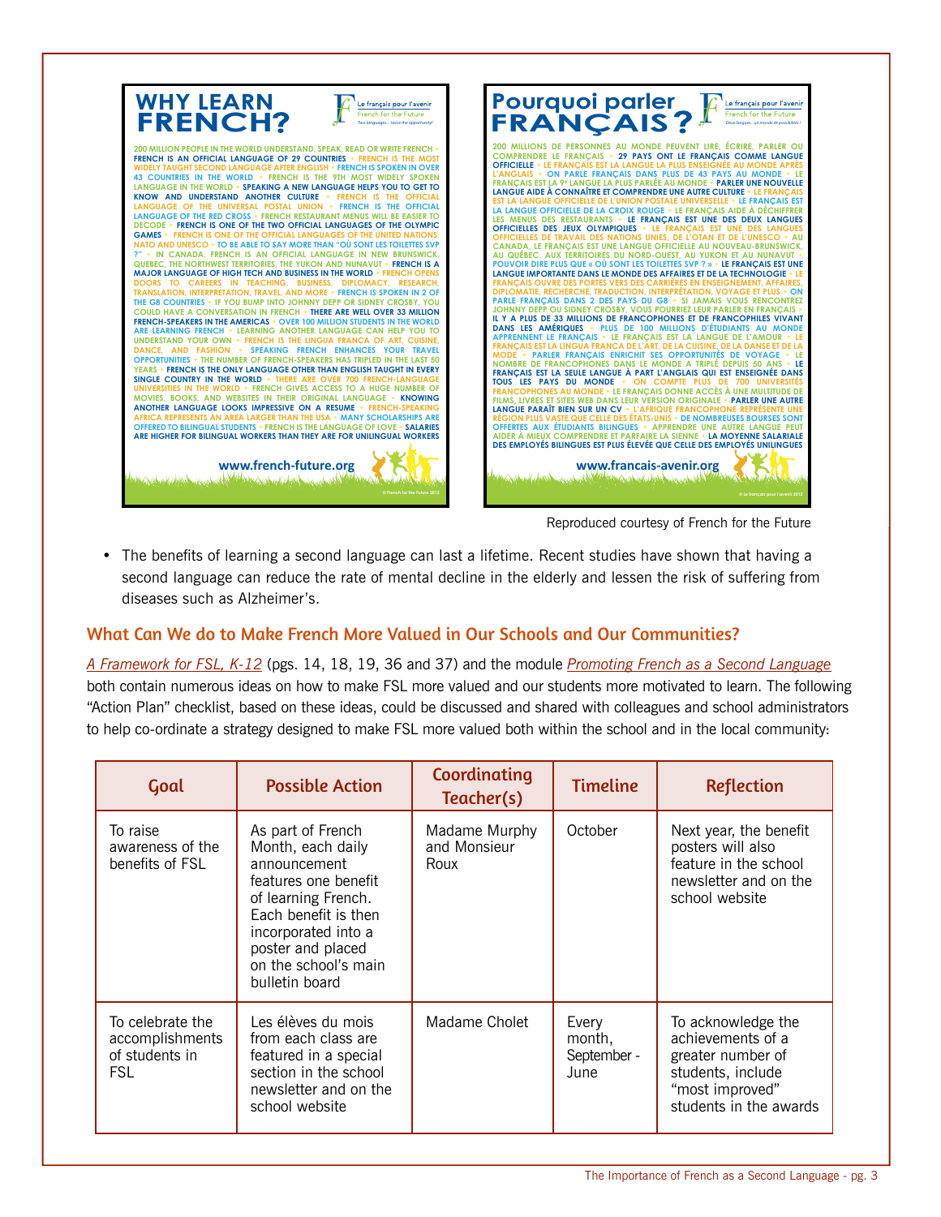## WHY LEARN FRENCH?

Le français pour l'avenir
French for the Future
Two languages... twice the opportunity!

200 MILLION PEOPLE IN THE WORLD UNDERSTAND, SPEAK, READ OR WRITE FRENCH • FRENCH IS AN OFFICIAL LANGUAGE OF 29 COUNTRIES • FRENCH IS THE MOST WIDELY TAUGHT SECOND LANGUAGE AFTER ENGLISH • FRENCH IS SPOKEN IN OVER 43 COUNTRIES IN THE WORLD • FRENCH IS THE 9TH MOST WIDELY SPOKEN LANGUAGE IN THE WORLD • SPEAKING A NEW LANGUAGE HELPS YOU TO GET TO KNOW AND UNDERSTAND ANOTHER CULTURE • FRENCH IS THE OFFICIAL LANGUAGE OF THE UNIVERSAL POSTAL UNION • FRENCH IS THE OFFICIAL LANGUAGE OF THE RED CROSS • FRENCH RESTAURANT MENUS WILL BE EASIER TO DECODE • FRENCH IS ONE OF THE TWO OFFICIAL LANGUAGES OF THE OLYMPIC GAMES • FRENCH IS ONE OF THE OFFICIAL LANGUAGES OF THE UNITED NATIONS, NATO AND UNESCO • TO BE ABLE TO SAY MORE THAN "OÙ SONT LES TOILETTES SVP ?" • IN CANADA, FRENCH IS AN OFFICIAL LANGUAGE IN NEW BRUNSWICK, QUEBEC, THE NORTHWEST TERRITORIES, THE YUKON AND NUNAVUT • FRENCH IS A MAJOR LANGUAGE OF HIGH TECH AND BUSINESS IN THE WORLD • FRENCH OPENS DOORS TO CAREERS IN TEACHING, BUSINESS, DIPLOMACY, RESEARCH, TRANSLATION, INTERPRETATION, TRAVEL, AND MORE • FRENCH IS SPOKEN IN 2 OF THE G8 COUNTRIES • IF YOU BUMP INTO JOHNNY DEPP OR SIDNEY CROSBY, YOU COULD HAVE A CONVERSATION IN FRENCH • THERE ARE WELL OVER 33 MILLION FRENCH-SPEAKERS IN THE AMERICAS • OVER 100 MILLION STUDENTS IN THE WORLD ARE LEARNING FRENCH • LEARNING ANOTHER LANGUAGE CAN HELP YOU TO UNDERSTAND YOUR OWN • FRENCH IS THE LINGUA FRANCA OF ART, CUISINE, DANCE, AND FASHION • SPEAKING FRENCH ENHANCES YOUR TRAVEL OPPORTUNITIES • THE NUMBER OF FRENCH-SPEAKERS HAS TRIPLED IN THE LAST 50 YEARS • FRENCH IS THE ONLY LANGUAGE OTHER THAN ENGLISH TAUGHT IN EVERY SINGLE COUNTRY IN THE WORLD • THERE ARE OVER 700 FRENCH-LANGUAGE UNIVERSITIES IN THE WORLD • FRENCH GIVES ACCESS TO A HUGE NUMBER OF MOVIES, BOOKS, AND WEBSITES IN THEIR ORIGINAL LANGUAGE • KNOWING ANOTHER LANGUAGE LOOKS IMPRESSIVE ON A RESUME • FRENCH-SPEAKING AFRICA REPRESENTS AN AREA LARGER THAN THE USA • MANY SCHOLARSHIPS ARE OFFERED TO BILINGUAL STUDENTS • FRENCH IS THE LANGUAGE OF LOVE • SALARIES ARE HIGHER FOR BILINGUAL WORKERS THAN THEY ARE FOR UNILINGUAL WORKERS

www.french-future.org

© French for the Future 2012

## Pourquoi parler FRANÇAIS?

Le français pour l'avenir
French for the Future
Deux langues... un monde de possibilités !

200 MILLIONS DE PERSONNES AU MONDE PEUVENT LIRE, ÉCRIRE, PARLER OU COMPRENDRE LE FRANÇAIS • 29 PAYS ONT LE FRANÇAIS COMME LANGUE OFFICIELLE • LE FRANÇAIS EST LA LANGUE LA PLUS ENSEIGNÉE AU MONDE APRÈS L'ANGLAIS • ON PARLE FRANÇAIS DANS PLUS DE 43 PAYS AU MONDE • LE FRANÇAIS EST LA 9e LANGUE LA PLUS PARLÉE AU MONDE • PARLER UNE NOUVELLE LANGUE AIDE À CONNAÎTRE ET COMPRENDRE UNE AUTRE CULTURE • LE FRANÇAIS EST LA LANGUE OFFICIELLE DE L'UNION POSTALE UNIVERSELLE • LE FRANÇAIS EST LA LANGUE OFFICIELLE DE LA CROIX ROUGE • LE FRANÇAIS AIDE À DÉCHIFFRER LES MENUS DES RESTAURANTS • LE FRANÇAIS EST UNE DES DEUX LANGUES OFFICIELLES DES JEUX OLYMPIQUES • LE FRANÇAIS EST UNE DES LANGUES OFFICIELLES DE TRAVAIL DES NATIONS UNIES, DE L'OTAN ET DE L'UNESCO • AU CANADA, LE FRANÇAIS EST UNE LANGUE OFFICIELLE AU NOUVEAU-BRUNSWICK, AU QUÉBEC, AUX TERRITOIRES DU NORD-OUEST, AU YUKON ET AU NUNAVUT • POUVOIR DIRE PLUS QUE « OÙ SONT LES TOILETTES SVP ? » • LE FRANÇAIS EST UNE LANGUE IMPORTANTE DANS LE MONDE DES AFFAIRES ET DE LA TECHNOLOGIE • LE FRANÇAIS OUVRE DES PORTES VERS DES CARRIÈRES EN ENSEIGNEMENT, AFFAIRES, DIPLOMATIE, RECHERCHE, TRADUCTION, INTERPRÉTATION, VOYAGE ET PLUS • ON PARLE FRANÇAIS DANS 2 DES PAYS DU G8 • SI JAMAIS VOUS RENCONTREZ JOHNNY DEPP OU SIDNEY CROSBY, VOUS POURRIEZ LEUR PARLER EN FRANÇAIS • IL Y A PLUS DE 33 MILLIONS DE FRANCOPHONES ET DE FRANCOPHILES VIVANT DANS LES AMÉRIQUES • PLUS DE 100 MILLIONS D'ÉTUDIANTS AU MONDE APPRENNENT LE FRANÇAIS • LE FRANÇAIS EST LA LANGUE DE L'AMOUR • LE FRANÇAIS EST LA LINGUA FRANCA DE L'ART, DE LA CUISINE, DE LA DANSE ET DE LA MODE • PARLER FRANÇAIS ENRICHIT SES OPPORTUNITÉS DE VOYAGE • LE NOMBRE DE FRANCOPHONES DANS LE MONDE A TRIPLÉ DEPUIS 50 ANS • LE FRANÇAIS EST LA SEULE LANGUE À PART L'ANGLAIS QUI EST ENSEIGNÉE DANS TOUS LES PAYS DU MONDE • ON COMPTE PLUS DE 700 UNIVERSITÉS FRANCOPHONES AU MONDE • LE FRANÇAIS DONNE ACCÈS À UNE MULTITUDE DE FILMS, LIVRES ET SITES WEB DANS LEUR VERSION ORIGINALE • PARLER UNE AUTRE LANGUE PARAÎT BIEN SUR UN CV • L'AFRIQUE FRANCOPHONE REPRÉSENTE UNE RÉGION PLUS VASTE QUE CELLE DES ÉTATS-UNIS • DE NOMBREUSES BOURSES SONT OFFERTES AUX ÉTUDIANTS BILINGUES • APPRENDRE UNE AUTRE LANGUE PEUT AIDER À MIEUX COMPRENDRE ET PARFAIRE LA SIENNE • LA MOYENNE SALARIALE DES EMPLOYÉS BILINGUES EST PLUS ÉLEVÉE QUE CELLE DES EMPLOYÉS UNILINGUES

www.francais-avenir.org

© Le français pour l'avenir 2012

Reproduced courtesy of French for the Future

- The benefits of learning a second language can last a lifetime. Recent studies have shown that having a second language can reduce the rate of mental decline in the elderly and lessen the risk of suffering from diseases such as Alzheimer's.

### What Can We do to Make French More Valued in Our Schools and Our Communities?

*A Framework for FSL, K-12* (pgs. 14, 18, 19, 36 and 37) and the module *Promoting French as a Second Language* both contain numerous ideas on how to make FSL more valued and our students more motivated to learn. The following "Action Plan" checklist, based on these ideas, could be discussed and shared with colleagues and school administrators to help co-ordinate a strategy designed to make FSL more valued both within the school and in the local community:

| Goal | Possible Action | Coordinating Teacher(s) | Timeline | Reflection |
|---|---|---|---|---|
| To raise awareness of the benefits of FSL | As part of French Month, each daily announcement features one benefit of learning French. Each benefit is then incorporated into a poster and placed on the school's main bulletin board | Madame Murphy and Monsieur Roux | October | Next year, the benefit posters will also feature in the school newsletter and on the school website |
| To celebrate the accomplishments of students in FSL | Les élèves du mois from each class are featured in a special section in the school newsletter and on the school website | Madame Cholet | Every month, September - June | To acknowledge the achievements of a greater number of students, include "most improved" students in the awards |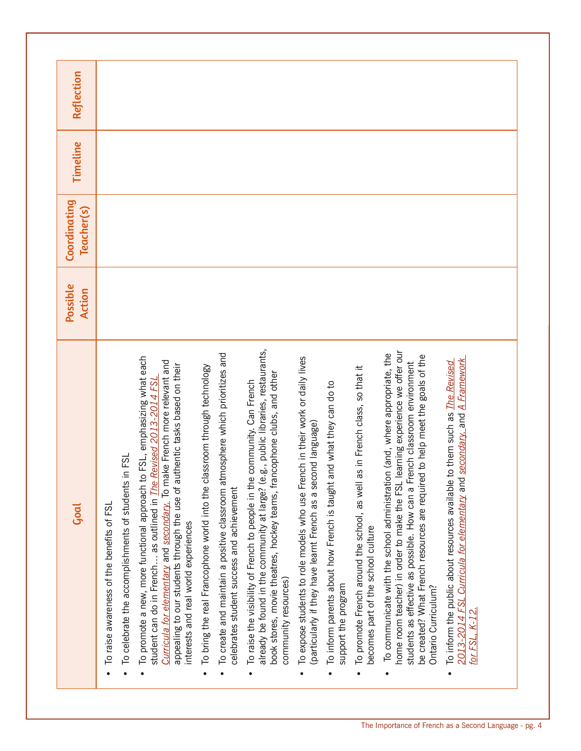| Goal | Possible Action | Coordinating Teacher(s) | Timeline | Reflection |
| --- | --- | --- | --- | --- |
| • To raise awareness of the benefits of FSL<br>• To celebrate the accomplishments of students in FSL<br>• To promote a new, more functional approach to FSL, emphasizing what each student can do in French… as outlined in *The Revised 2013-2014 FSL Curricula for elementary* and *secondary*. To make French more relevant and appealing to our students through the use of authentic tasks based on their interests and real world experiences<br>• To bring the real Francophone world into the classroom through technology<br>• To create and maintain a positive classroom atmosphere which prioritizes and celebrates student success and achievement<br>• To raise the visibility of French to people in the community. Can French already be found in the community at large? (e.g., public libraries, restaurants, book stores, movie theatres, hockey teams, francophone clubs, and other community resources)<br>• To expose students to role models who use French in their work or daily lives (particularly if they have learnt French as a second language)<br>• To inform parents about how French is taught and what they can do to support the program<br>• To promote French around the school, as well as in French class, so that it becomes part of the school culture<br>• To communicate with the school administration (and, where appropriate, the home room teacher) in order to make the FSL learning experience we offer our students as effective as possible. How can a French classroom environment be created? What French resources are required to help meet the goals of the Ontario Curriculum?<br>• To inform the public about resources available to them such as *The Revised 2013-2014 FSL Curricula for elementary* and *secondary*, and *A Framework for FSL, K-12.* | | | | |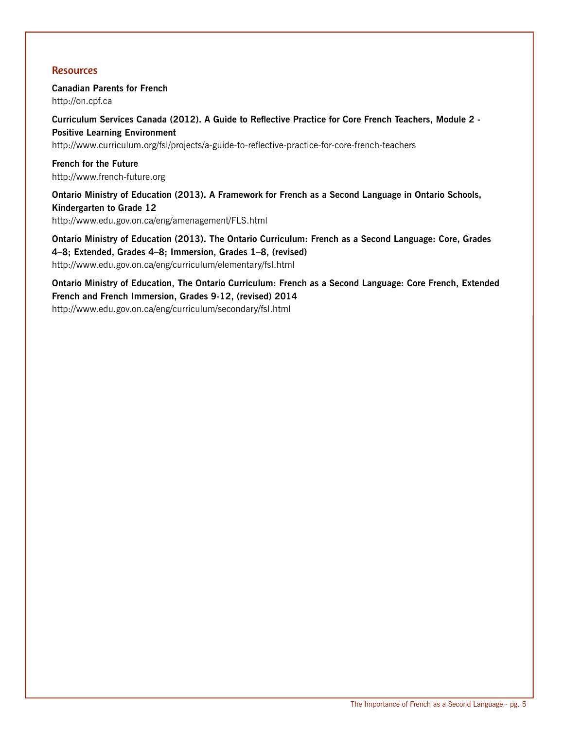## Resources

**Canadian Parents for French**
http://on.cpf.ca

**Curriculum Services Canada (2012). A Guide to Reflective Practice for Core French Teachers, Module 2 - Positive Learning Environment**
http://www.curriculum.org/fsl/projects/a-guide-to-reflective-practice-for-core-french-teachers

**French for the Future**
http://www.french-future.org

**Ontario Ministry of Education (2013). A Framework for French as a Second Language in Ontario Schools, Kindergarten to Grade 12**
http://www.edu.gov.on.ca/eng/amenagement/FLS.html

**Ontario Ministry of Education (2013). The Ontario Curriculum: French as a Second Language: Core, Grades 4–8; Extended, Grades 4–8; Immersion, Grades 1–8, (revised)**
http://www.edu.gov.on.ca/eng/curriculum/elementary/fsl.html

**Ontario Ministry of Education, The Ontario Curriculum: French as a Second Language: Core French, Extended French and French Immersion, Grades 9-12, (revised) 2014**
http://www.edu.gov.on.ca/eng/curriculum/secondary/fsl.html